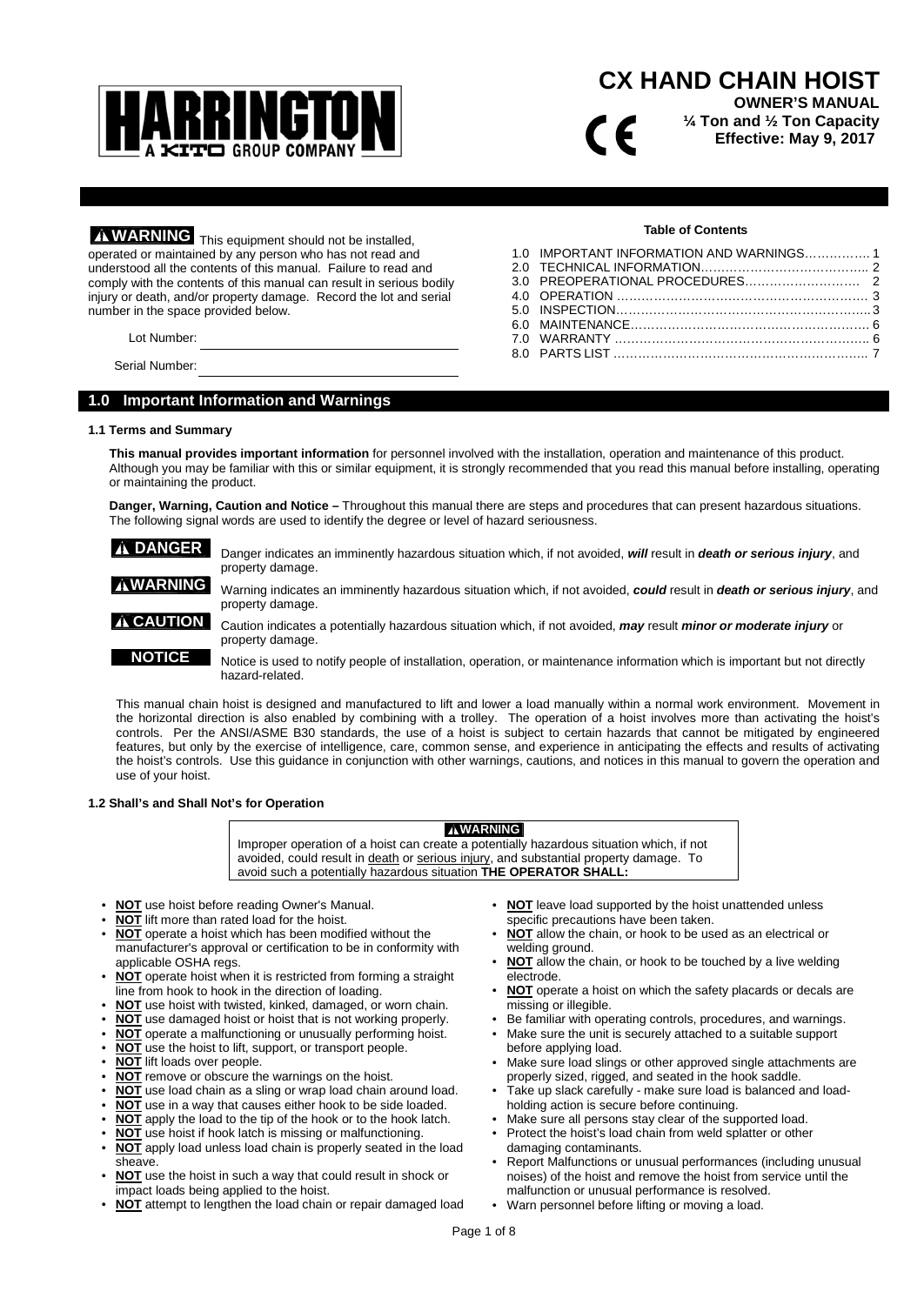HARRINGTON
A KITO GROUP COMPANY

# CX HAND CHAIN HOIST

**OWNER'S MANUAL**

**¼ Ton and ½ Ton Capacity**

**Effective: May 9, 2017**

**⚠WARNING** This equipment should not be installed, operated or maintained by any person who has not read and understood all the contents of this manual. Failure to read and comply with the contents of this manual can result in serious bodily injury or death, and/or property damage. Record the lot and serial number in the space provided below.

Lot Number: ______________________

Serial Number: ______________________

**Table of Contents**

1.0 IMPORTANT INFORMATION AND WARNINGS……………. 1
2.0 TECHNICAL INFORMATION………………………………….. 2
3.0 PREOPERATIONAL PROCEDURES……………………… 2
4.0 OPERATION …………………………………………………… 3
5.0 INSPECTION……………………………………………………3
6.0 MAINTENANCE………………………………………………… 6
7.0 WARRANTY …………………………………………………… 6
8.0 PARTS LIST …………………………………………………….. 7

## 1.0 Important Information and Warnings

### 1.1 Terms and Summary

**This manual provides important information** for personnel involved with the installation, operation and maintenance of this product. Although you may be familiar with this or similar equipment, it is strongly recommended that you read this manual before installing, operating or maintaining the product.

**Danger, Warning, Caution and Notice –** Throughout this manual there are steps and procedures that can present hazardous situations. The following signal words are used to identify the degree or level of hazard seriousness.

**⚠ DANGER** Danger indicates an imminently hazardous situation which, if not avoided, ***will*** result in ***death or serious injury***, and property damage.

**⚠WARNING** Warning indicates an imminently hazardous situation which, if not avoided, ***could*** result in ***death or serious injury***, and property damage.

**⚠ CAUTION** Caution indicates a potentially hazardous situation which, if not avoided, ***may*** result ***minor or moderate injury*** or property damage.

**NOTICE** Notice is used to notify people of installation, operation, or maintenance information which is important but not directly hazard-related.

This manual chain hoist is designed and manufactured to lift and lower a load manually within a normal work environment. Movement in the horizontal direction is also enabled by combining with a trolley. The operation of a hoist involves more than activating the hoist's controls. Per the ANSI/ASME B30 standards, the use of a hoist is subject to certain hazards that cannot be mitigated by engineered features, but only by the exercise of intelligence, care, common sense, and experience in anticipating the effects and results of activating the hoist's controls. Use this guidance in conjunction with other warnings, cautions, and notices in this manual to govern the operation and use of your hoist.

### 1.2 Shall's and Shall Not's for Operation

**⚠WARNING**
Improper operation of a hoist can create a potentially hazardous situation which, if not avoided, could result in death or serious injury, and substantial property damage. To avoid such a potentially hazardous situation **THE OPERATOR SHALL:**

- **NOT** use hoist before reading Owner's Manual.
- **NOT** lift more than rated load for the hoist.
- **NOT** operate a hoist which has been modified without the manufacturer's approval or certification to be in conformity with applicable OSHA regs.
- **NOT** operate hoist when it is restricted from forming a straight line from hook to hook in the direction of loading.
- **NOT** use hoist with twisted, kinked, damaged, or worn chain.
- **NOT** use damaged hoist or hoist that is not working properly.
- **NOT** operate a malfunctioning or unusually performing hoist.
- **NOT** use the hoist to lift, support, or transport people.
- **NOT** lift loads over people.
- **NOT** remove or obscure the warnings on the hoist.
- **NOT** use load chain as a sling or wrap load chain around load.
- **NOT** use in a way that causes either hook to be side loaded.
- **NOT** apply the load to the tip of the hook or to the hook latch.
- **NOT** use hoist if hook latch is missing or malfunctioning.
- **NOT** apply load unless load chain is properly seated in the load sheave.
- **NOT** use the hoist in such a way that could result in shock or impact loads being applied to the hoist.
- **NOT** attempt to lengthen the load chain or repair damaged load
- **NOT** leave load supported by the hoist unattended unless specific precautions have been taken.
- **NOT** allow the chain, or hook to be used as an electrical or welding ground.
- **NOT** allow the chain, or hook to be touched by a live welding electrode.
- **NOT** operate a hoist on which the safety placards or decals are missing or illegible.
- Be familiar with operating controls, procedures, and warnings.
- Make sure the unit is securely attached to a suitable support before applying load.
- Make sure load slings or other approved single attachments are properly sized, rigged, and seated in the hook saddle.
- Take up slack carefully - make sure load is balanced and load-holding action is secure before continuing.
- Make sure all persons stay clear of the supported load.
- Protect the hoist's load chain from weld splatter or other damaging contaminants.
- Report Malfunctions or unusual performances (including unusual noises) of the hoist and remove the hoist from service until the malfunction or unusual performance is resolved.
- Warn personnel before lifting or moving a load.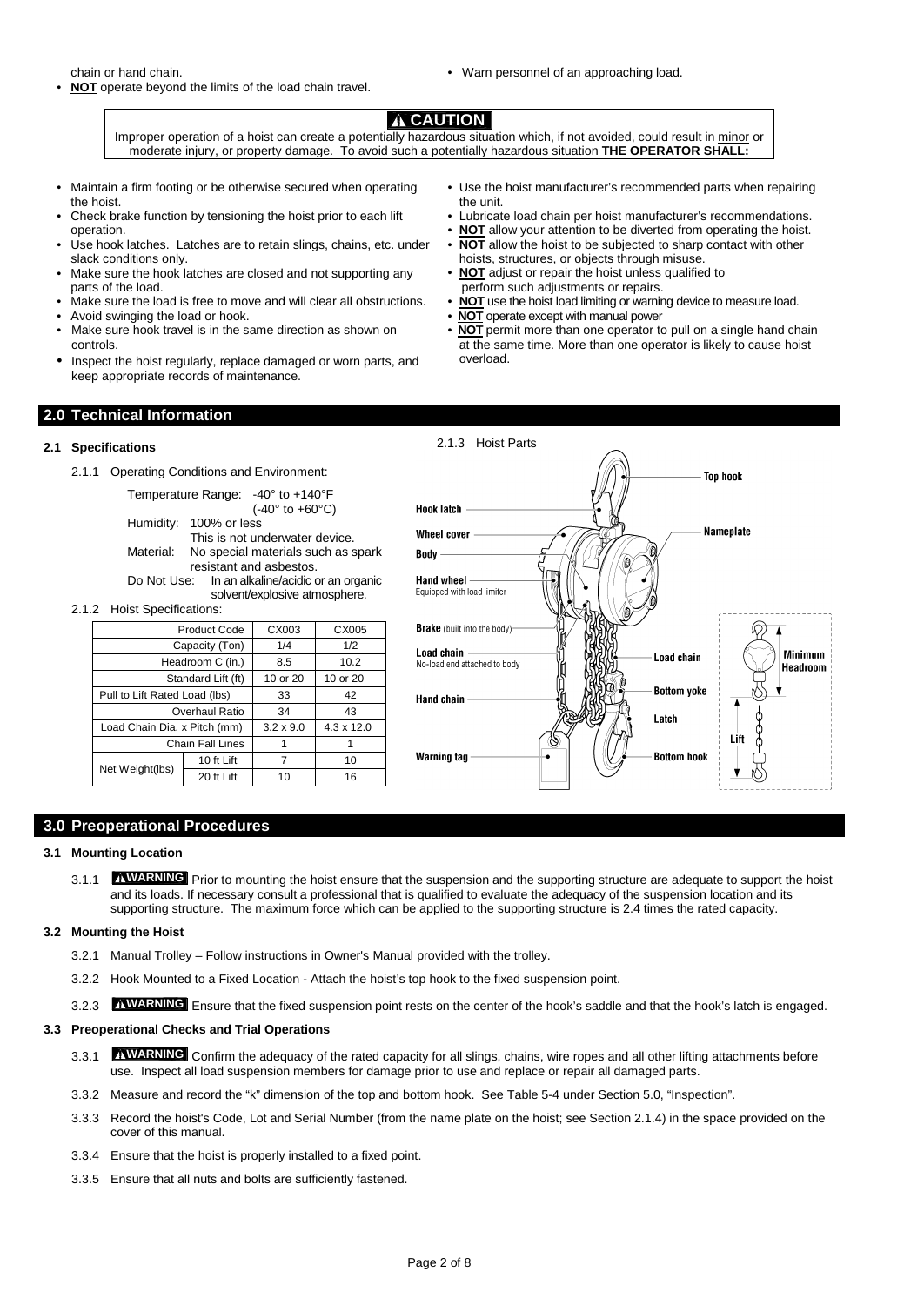chain or hand chain.

- **NOT** operate beyond the limits of the load chain travel.
- Warn personnel of an approaching load.

**⚠ CAUTION**

Improper operation of a hoist can create a potentially hazardous situation which, if not avoided, could result in minor or moderate injury, or property damage. To avoid such a potentially hazardous situation **THE OPERATOR SHALL:**

- Maintain a firm footing or be otherwise secured when operating the hoist.
- Check brake function by tensioning the hoist prior to each lift operation.
- Use hook latches. Latches are to retain slings, chains, etc. under slack conditions only.
- Make sure the hook latches are closed and not supporting any parts of the load.
- Make sure the load is free to move and will clear all obstructions.
- Avoid swinging the load or hook.
- Make sure hook travel is in the same direction as shown on controls.
- Inspect the hoist regularly, replace damaged or worn parts, and keep appropriate records of maintenance.
- Use the hoist manufacturer's recommended parts when repairing the unit.
- Lubricate load chain per hoist manufacturer's recommendations.
- **NOT** allow your attention to be diverted from operating the hoist.
- **NOT** allow the hoist to be subjected to sharp contact with other hoists, structures, or objects through misuse.
- **NOT** adjust or repair the hoist unless qualified to perform such adjustments or repairs.
- **NOT** use the hoist load limiting or warning device to measure load.
- **NOT** operate except with manual power
- **NOT** permit more than one operator to pull on a single hand chain at the same time. More than one operator is likely to cause hoist overload.

## 2.0 Technical Information

### 2.1 Specifications

2.1.1 Operating Conditions and Environment:

Temperature Range: -40° to +140°F (-40° to +60°C)

Humidity: 100% or less
This is not underwater device.

Material: No special materials such as spark resistant and asbestos.

Do Not Use: In an alkaline/acidic or an organic solvent/explosive atmosphere.

2.1.2 Hoist Specifications:

| Product Code | | CX003 | CX005 |
|---|---|---|---|
| Capacity (Ton) | | 1/4 | 1/2 |
| Headroom C (in.) | | 8.5 | 10.2 |
| Standard Lift (ft) | | 10 or 20 | 10 or 20 |
| Pull to Lift Rated Load (lbs) | | 33 | 42 |
| Overhaul Ratio | | 34 | 43 |
| Load Chain Dia. x Pitch (mm) | | 3.2 x 9.0 | 4.3 x 12.0 |
| Chain Fall Lines | | 1 | 1 |
| Net Weight(lbs) | 10 ft Lift | 7 | 10 |
| | 20 ft Lift | 10 | 16 |

2.1.3 Hoist Parts

Top hook; Hook latch; Wheel cover; Nameplate; Body; Hand wheel (Equipped with load limiter); Brake (built into the body); Load chain (No-load end attached to body); Load chain; Hand chain; Bottom yoke; Latch; Warning tag; Bottom hook; Minimum Headroom; Lift

## 3.0 Preoperational Procedures

### 3.1 Mounting Location

3.1.1 **⚠WARNING** Prior to mounting the hoist ensure that the suspension and the supporting structure are adequate to support the hoist and its loads. If necessary consult a professional that is qualified to evaluate the adequacy of the suspension location and its supporting structure. The maximum force which can be applied to the supporting structure is 2.4 times the rated capacity.

### 3.2 Mounting the Hoist

3.2.1 Manual Trolley – Follow instructions in Owner's Manual provided with the trolley.

3.2.2 Hook Mounted to a Fixed Location - Attach the hoist's top hook to the fixed suspension point.

3.2.3 **⚠WARNING** Ensure that the fixed suspension point rests on the center of the hook's saddle and that the hook's latch is engaged.

### 3.3 Preoperational Checks and Trial Operations

3.3.1 **⚠WARNING** Confirm the adequacy of the rated capacity for all slings, chains, wire ropes and all other lifting attachments before use. Inspect all load suspension members for damage prior to use and replace or repair all damaged parts.

3.3.2 Measure and record the "k" dimension of the top and bottom hook. See Table 5-4 under Section 5.0, "Inspection".

3.3.3 Record the hoist's Code, Lot and Serial Number (from the name plate on the hoist; see Section 2.1.4) in the space provided on the cover of this manual.

3.3.4 Ensure that the hoist is properly installed to a fixed point.

3.3.5 Ensure that all nuts and bolts are sufficiently fastened.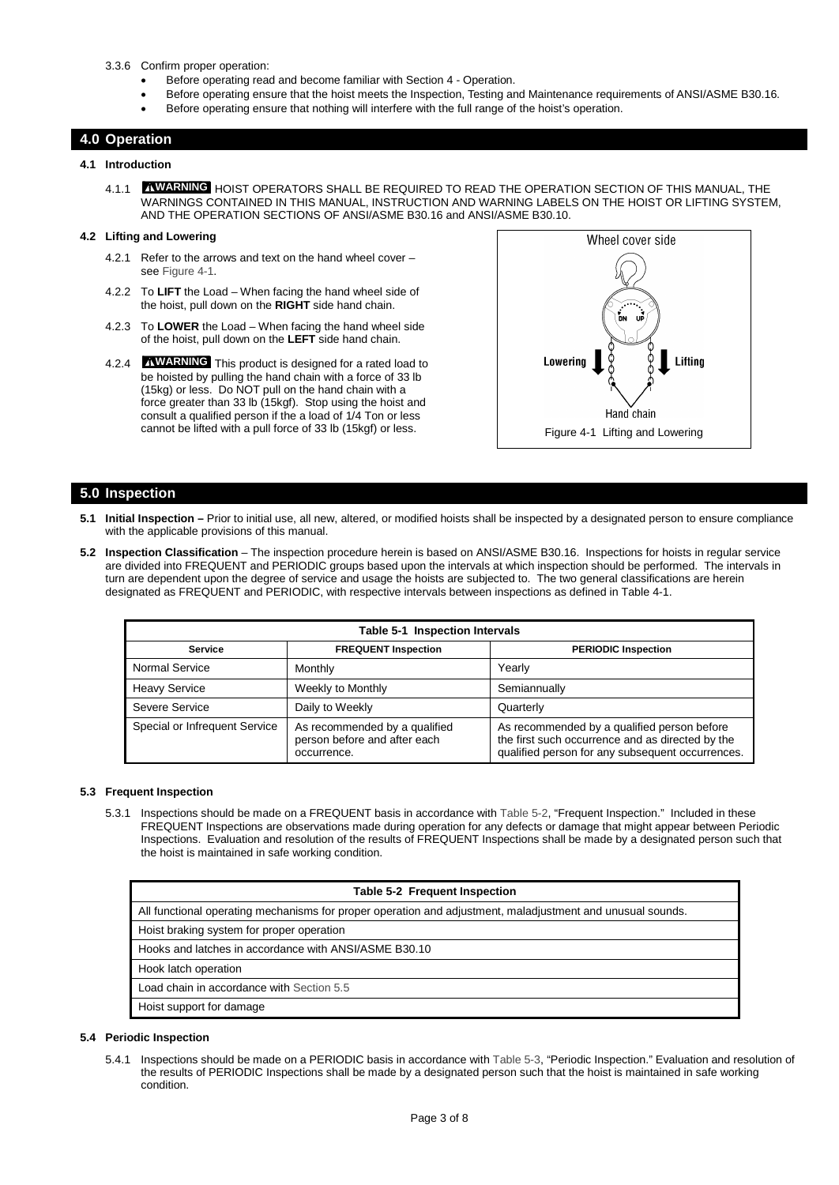3.3.6 Confirm proper operation:

- Before operating read and become familiar with Section 4 - Operation.
- Before operating ensure that the hoist meets the Inspection, Testing and Maintenance requirements of ANSI/ASME B30.16.
- Before operating ensure that nothing will interfere with the full range of the hoist's operation.

## 4.0 Operation

### 4.1 Introduction

4.1.1 **WARNING** HOIST OPERATORS SHALL BE REQUIRED TO READ THE OPERATION SECTION OF THIS MANUAL, THE WARNINGS CONTAINED IN THIS MANUAL, INSTRUCTION AND WARNING LABELS ON THE HOIST OR LIFTING SYSTEM, AND THE OPERATION SECTIONS OF ANSI/ASME B30.16 and ANSI/ASME B30.10.

### 4.2 Lifting and Lowering

4.2.1 Refer to the arrows and text on the hand wheel cover – see Figure 4-1.

4.2.2 To **LIFT** the Load – When facing the hand wheel side of the hoist, pull down on the **RIGHT** side hand chain.

4.2.3 To **LOWER** the Load – When facing the hand wheel side of the hoist, pull down on the **LEFT** side hand chain.

4.2.4 **WARNING** This product is designed for a rated load to be hoisted by pulling the hand chain with a force of 33 lb (15kg) or less. Do NOT pull on the hand chain with a force greater than 33 lb (15kgf). Stop using the hoist and consult a qualified person if the a load of 1/4 Ton or less cannot be lifted with a pull force of 33 lb (15kgf) or less.

Wheel cover side

DN UP

Lowering Lifting

Hand chain

Figure 4-1 Lifting and Lowering

## 5.0 Inspection

**5.1 Initial Inspection –** Prior to initial use, all new, altered, or modified hoists shall be inspected by a designated person to ensure compliance with the applicable provisions of this manual.

**5.2 Inspection Classification** – The inspection procedure herein is based on ANSI/ASME B30.16. Inspections for hoists in regular service are divided into FREQUENT and PERIODIC groups based upon the intervals at which inspection should be performed. The intervals in turn are dependent upon the degree of service and usage the hoists are subjected to. The two general classifications are herein designated as FREQUENT and PERIODIC, with respective intervals between inspections as defined in Table 4-1.

| Table 5-1 Inspection Intervals | | |
|---|---|---|
| **Service** | **FREQUENT Inspection** | **PERIODIC Inspection** |
| Normal Service | Monthly | Yearly |
| Heavy Service | Weekly to Monthly | Semiannually |
| Severe Service | Daily to Weekly | Quarterly |
| Special or Infrequent Service | As recommended by a qualified person before and after each occurrence. | As recommended by a qualified person before the first such occurrence and as directed by the qualified person for any subsequent occurrences. |

### 5.3 Frequent Inspection

5.3.1 Inspections should be made on a FREQUENT basis in accordance with Table 5-2, "Frequent Inspection." Included in these FREQUENT Inspections are observations made during operation for any defects or damage that might appear between Periodic Inspections. Evaluation and resolution of the results of FREQUENT Inspections shall be made by a designated person such that the hoist is maintained in safe working condition.

| Table 5-2 Frequent Inspection |
|---|
| All functional operating mechanisms for proper operation and adjustment, maladjustment and unusual sounds. |
| Hoist braking system for proper operation |
| Hooks and latches in accordance with ANSI/ASME B30.10 |
| Hook latch operation |
| Load chain in accordance with Section 5.5 |
| Hoist support for damage |

### 5.4 Periodic Inspection

5.4.1 Inspections should be made on a PERIODIC basis in accordance with Table 5-3, "Periodic Inspection." Evaluation and resolution of the results of PERIODIC Inspections shall be made by a designated person such that the hoist is maintained in safe working condition.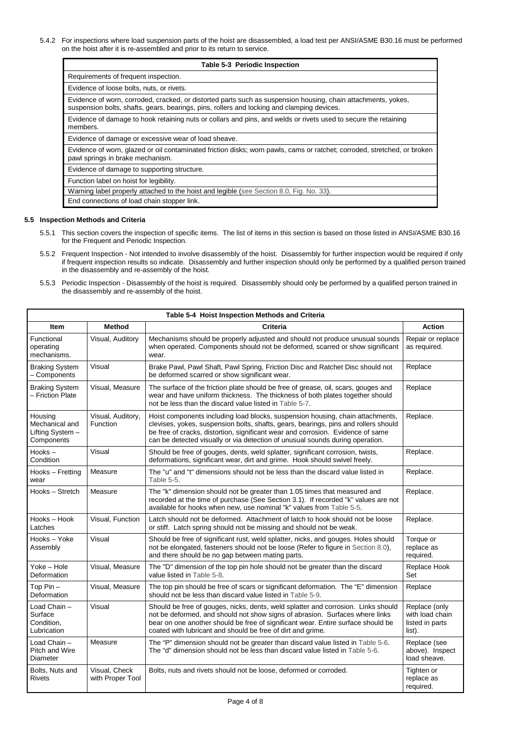5.4.2 For inspections where load suspension parts of the hoist are disassembled, a load test per ANSI/ASME B30.16 must be performed on the hoist after it is re-assembled and prior to its return to service.

| Table 5-3 Periodic Inspection |
|---|
| Requirements of frequent inspection. |
| Evidence of loose bolts, nuts, or rivets. |
| Evidence of worn, corroded, cracked, or distorted parts such as suspension housing, chain attachments, yokes, suspension bolts, shafts, gears, bearings, pins, rollers and locking and clamping devices. |
| Evidence of damage to hook retaining nuts or collars and pins, and welds or rivets used to secure the retaining members. |
| Evidence of damage or excessive wear of load sheave. |
| Evidence of worn, glazed or oil contaminated friction disks; worn pawls, cams or ratchet; corroded, stretched, or broken pawl springs in brake mechanism. |
| Evidence of damage to supporting structure. |
| Function label on hoist for legibility. |
| Warning label properly attached to the hoist and legible (see Section 8.0, Fig. No. 33). |
| End connections of load chain stopper link. |

### 5.5 Inspection Methods and Criteria

5.5.1 This section covers the inspection of specific items. The list of items in this section is based on those listed in ANSI/ASME B30.16 for the Frequent and Periodic Inspection.

5.5.2 Frequent Inspection - Not intended to involve disassembly of the hoist. Disassembly for further inspection would be required if only if frequent inspection results so indicate. Disassembly and further inspection should only be performed by a qualified person trained in the disassembly and re-assembly of the hoist.

5.5.3 Periodic Inspection - Disassembly of the hoist is required. Disassembly should only be performed by a qualified person trained in the disassembly and re-assembly of the hoist.

**Table 5-4 Hoist Inspection Methods and Criteria**

| Item | Method | Criteria | Action |
|---|---|---|---|
| Functional operating mechanisms. | Visual, Auditory | Mechanisms should be properly adjusted and should not produce unusual sounds when operated. Components should not be deformed, scarred or show significant wear. | Repair or replace as required. |
| Braking System – Components | Visual | Brake Pawl, Pawl Shaft, Pawl Spring, Friction Disc and Ratchet Disc should not be deformed scarred or show significant wear. | Replace |
| Braking System – Friction Plate | Visual, Measure | The surface of the friction plate should be free of grease, oil, scars, gouges and wear and have uniform thickness. The thickness of both plates together should not be less than the discard value listed in Table 5-7. | Replace |
| Housing Mechanical and Lifting System – Components | Visual, Auditory, Function | Hoist components including load blocks, suspension housing, chain attachments, clevises, yokes, suspension bolts, shafts, gears, bearings, pins and rollers should be free of cracks, distortion, significant wear and corrosion. Evidence of same can be detected visually or via detection of unusual sounds during operation. | Replace. |
| Hooks – Condition | Visual | Should be free of gouges, dents, weld splatter, significant corrosion, twists, deformations, significant wear, dirt and grime. Hook should swivel freely. | Replace. |
| Hooks – Fretting wear | Measure | The "u" and "t" dimensions should not be less than the discard value listed in Table 5-5. | Replace. |
| Hooks – Stretch | Measure | The "k" dimension should not be greater than 1.05 times that measured and recorded at the time of purchase (See Section 3.1). If recorded "k" values are not available for hooks when new, use nominal "k" values from Table 5-5. | Replace. |
| Hooks – Hook Latches | Visual, Function | Latch should not be deformed. Attachment of latch to hook should not be loose or stiff. Latch spring should not be missing and should not be weak. | Replace. |
| Hooks – Yoke Assembly | Visual | Should be free of significant rust, weld splatter, nicks, and gouges. Holes should not be elongated, fasteners should not be loose (Refer to figure in Section 8.0), and there should be no gap between mating parts. | Torque or replace as required. |
| Yoke – Hole Deformation | Visual, Measure | The "D" dimension of the top pin hole should not be greater than the discard value listed in Table 5-8. | Replace Hook Set |
| Top Pin – Deformation | Visual, Measure | The top pin should be free of scars or significant deformation. The "E" dimension should not be less than discard value listed in Table 5-9. | Replace |
| Load Chain – Surface Condition, Lubrication | Visual | Should be free of gouges, nicks, dents, weld splatter and corrosion. Links should not be deformed, and should not show signs of abrasion. Surfaces where links bear on one another should be free of significant wear. Entire surface should be coated with lubricant and should be free of dirt and grime. | Replace (only with load chain listed in parts list). |
| Load Chain – Pitch and Wire Diameter | Measure | The "P" dimension should not be greater than discard value listed in Table 5-6. The "d" dimension should not be less than discard value listed in Table 5-6. | Replace (see above). Inspect load sheave. |
| Bolts, Nuts and Rivets | Visual, Check with Proper Tool | Bolts, nuts and rivets should not be loose, deformed or corroded. | Tighten or replace as required. |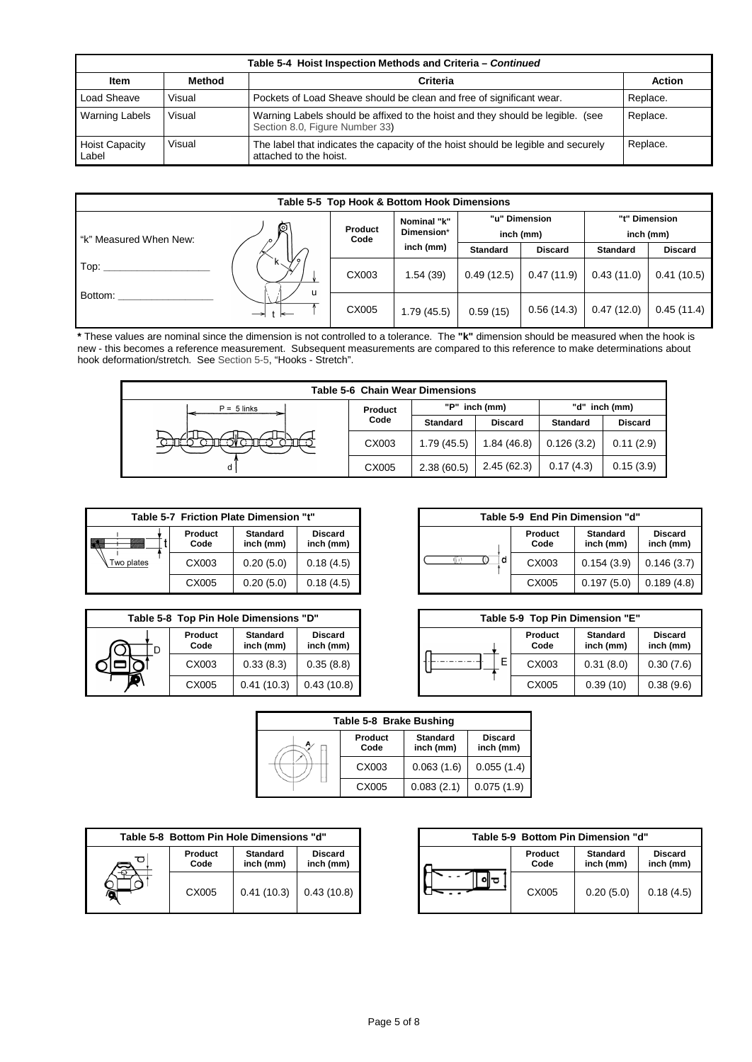| Table 5-4 Hoist Inspection Methods and Criteria – *Continued* | | | |
|---|---|---|---|
| **Item** | **Method** | **Criteria** | **Action** |
| Load Sheave | Visual | Pockets of Load Sheave should be clean and free of significant wear. | Replace. |
| Warning Labels | Visual | Warning Labels should be affixed to the hoist and they should be legible. (see Section 8.0, Figure Number 33) | Replace. |
| Hoist Capacity Label | Visual | The label that indicates the capacity of the hoist should be legible and securely attached to the hoist. | Replace. |

| Table 5-5 Top Hook & Bottom Hook Dimensions | | | | | | |
|---|---|---|---|---|---|---|
| "k" Measured When New: | Product Code | Nominal "k" Dimension* inch (mm) | "u" Dimension inch (mm) | | "t" Dimension inch (mm) | |
| | | | Standard | Discard | Standard | Discard |
| Top: ___________ | CX003 | 1.54 (39) | 0.49 (12.5) | 0.47 (11.9) | 0.43 (11.0) | 0.41 (10.5) |
| Bottom: ___________ | CX005 | 1.79 (45.5) | 0.59 (15) | 0.56 (14.3) | 0.47 (12.0) | 0.45 (11.4) |

* These values are nominal since the dimension is not controlled to a tolerance. The **"k"** dimension should be measured when the hook is new - this becomes a reference measurement. Subsequent measurements are compared to this reference to make determinations about hook deformation/stretch. See Section 5-5, "Hooks - Stretch".

| Table 5-6 Chain Wear Dimensions | | | | |
|---|---|---|---|---|
| Product Code | "P" inch (mm) | | "d" inch (mm) | |
| | Standard | Discard | Standard | Discard |
| CX003 | 1.79 (45.5) | 1.84 (46.8) | 0.126 (3.2) | 0.11 (2.9) |
| CX005 | 2.38 (60.5) | 2.45 (62.3) | 0.17 (4.3) | 0.15 (3.9) |

P = 5 links

| Table 5-7 Friction Plate Dimension "t" | | |
|---|---|---|
| Product Code | Standard inch (mm) | Discard inch (mm) |
| CX003 | 0.20 (5.0) | 0.18 (4.5) |
| CX005 | 0.20 (5.0) | 0.18 (4.5) |

Two plates

| Table 5-9 End Pin Dimension "d" | | |
|---|---|---|
| Product Code | Standard inch (mm) | Discard inch (mm) |
| CX003 | 0.154 (3.9) | 0.146 (3.7) |
| CX005 | 0.197 (5.0) | 0.189 (4.8) |

| Table 5-8 Top Pin Hole Dimensions "D" | | |
|---|---|---|
| Product Code | Standard inch (mm) | Discard inch (mm) |
| CX003 | 0.33 (8.3) | 0.35 (8.8) |
| CX005 | 0.41 (10.3) | 0.43 (10.8) |

| Table 5-9 Top Pin Dimension "E" | | |
|---|---|---|
| Product Code | Standard inch (mm) | Discard inch (mm) |
| CX003 | 0.31 (8.0) | 0.30 (7.6) |
| CX005 | 0.39 (10) | 0.38 (9.6) |

| Table 5-8 Brake Bushing | | |
|---|---|---|
| Product Code | Standard inch (mm) | Discard inch (mm) |
| CX003 | 0.063 (1.6) | 0.055 (1.4) |
| CX005 | 0.083 (2.1) | 0.075 (1.9) |

| Table 5-8 Bottom Pin Hole Dimensions "d" | | |
|---|---|---|
| Product Code | Standard inch (mm) | Discard inch (mm) |
| CX005 | 0.41 (10.3) | 0.43 (10.8) |

| Table 5-9 Bottom Pin Dimension "d" | | |
|---|---|---|
| Product Code | Standard inch (mm) | Discard inch (mm) |
| CX005 | 0.20 (5.0) | 0.18 (4.5) |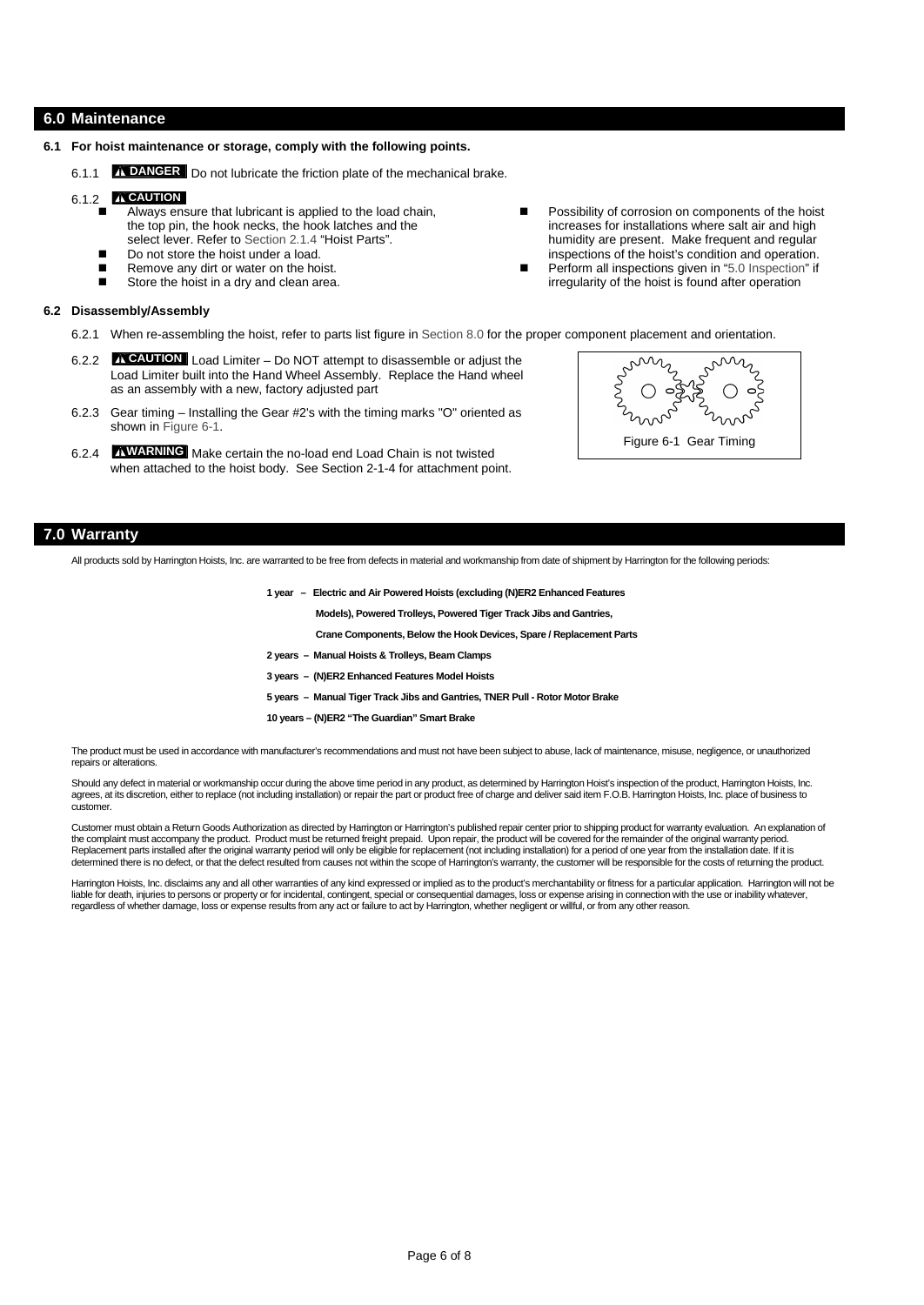## 6.0 Maintenance

**6.1 For hoist maintenance or storage, comply with the following points.**

6.1.1 **⚠ DANGER** Do not lubricate the friction plate of the mechanical brake.

6.1.2 **⚠ CAUTION**

- Always ensure that lubricant is applied to the load chain, the top pin, the hook necks, the hook latches and the select lever. Refer to Section 2.1.4 "Hoist Parts".
- Do not store the hoist under a load.
- Remove any dirt or water on the hoist.
- Store the hoist in a dry and clean area.
- Possibility of corrosion on components of the hoist increases for installations where salt air and high humidity are present. Make frequent and regular inspections of the hoist's condition and operation.
- Perform all inspections given in "5.0 Inspection" if irregularity of the hoist is found after operation

**6.2 Disassembly/Assembly**

6.2.1 When re-assembling the hoist, refer to parts list figure in Section 8.0 for the proper component placement and orientation.

6.2.2 **⚠ CAUTION** Load Limiter – Do NOT attempt to disassemble or adjust the Load Limiter built into the Hand Wheel Assembly. Replace the Hand wheel as an assembly with a new, factory adjusted part

6.2.3 Gear timing – Installing the Gear #2's with the timing marks "O" oriented as shown in Figure 6-1.

Figure 6-1 Gear Timing

6.2.4 **⚠ WARNING** Make certain the no-load end Load Chain is not twisted when attached to the hoist body. See Section 2-1-4 for attachment point.

## 7.0 Warranty

All products sold by Harrington Hoists, Inc. are warranted to be free from defects in material and workmanship from date of shipment by Harrington for the following periods:

**1 year – Electric and Air Powered Hoists (excluding (N)ER2 Enhanced Features Models), Powered Trolleys, Powered Tiger Track Jibs and Gantries, Crane Components, Below the Hook Devices, Spare / Replacement Parts**

**2 years – Manual Hoists & Trolleys, Beam Clamps**

**3 years – (N)ER2 Enhanced Features Model Hoists**

**5 years – Manual Tiger Track Jibs and Gantries, TNER Pull - Rotor Motor Brake**

**10 years – (N)ER2 "The Guardian" Smart Brake**

The product must be used in accordance with manufacturer's recommendations and must not have been subject to abuse, lack of maintenance, misuse, negligence, or unauthorized repairs or alterations.

Should any defect in material or workmanship occur during the above time period in any product, as determined by Harrington Hoist's inspection of the product, Harrington Hoists, Inc. agrees, at its discretion, either to replace (not including installation) or repair the part or product free of charge and deliver said item F.O.B. Harrington Hoists, Inc. place of business to customer.

Customer must obtain a Return Goods Authorization as directed by Harrington or Harrington's published repair center prior to shipping product for warranty evaluation. An explanation of the complaint must accompany the product. Product must be returned freight prepaid. Upon repair, the product will be covered for the remainder of the original warranty period. Replacement parts installed after the original warranty period will only be eligible for replacement (not including installation) for a period of one year from the installation date. If it is determined there is no defect, or that the defect resulted from causes not within the scope of Harrington's warranty, the customer will be responsible for the costs of returning the product.

Harrington Hoists, Inc. disclaims any and all other warranties of any kind expressed or implied as to the product's merchantability or fitness for a particular application. Harrington will not be liable for death, injuries to persons or property or for incidental, contingent, special or consequential damages, loss or expense arising in connection with the use or inability whatever, regardless of whether damage, loss or expense results from any act or failure to act by Harrington, whether negligent or willful, or from any other reason.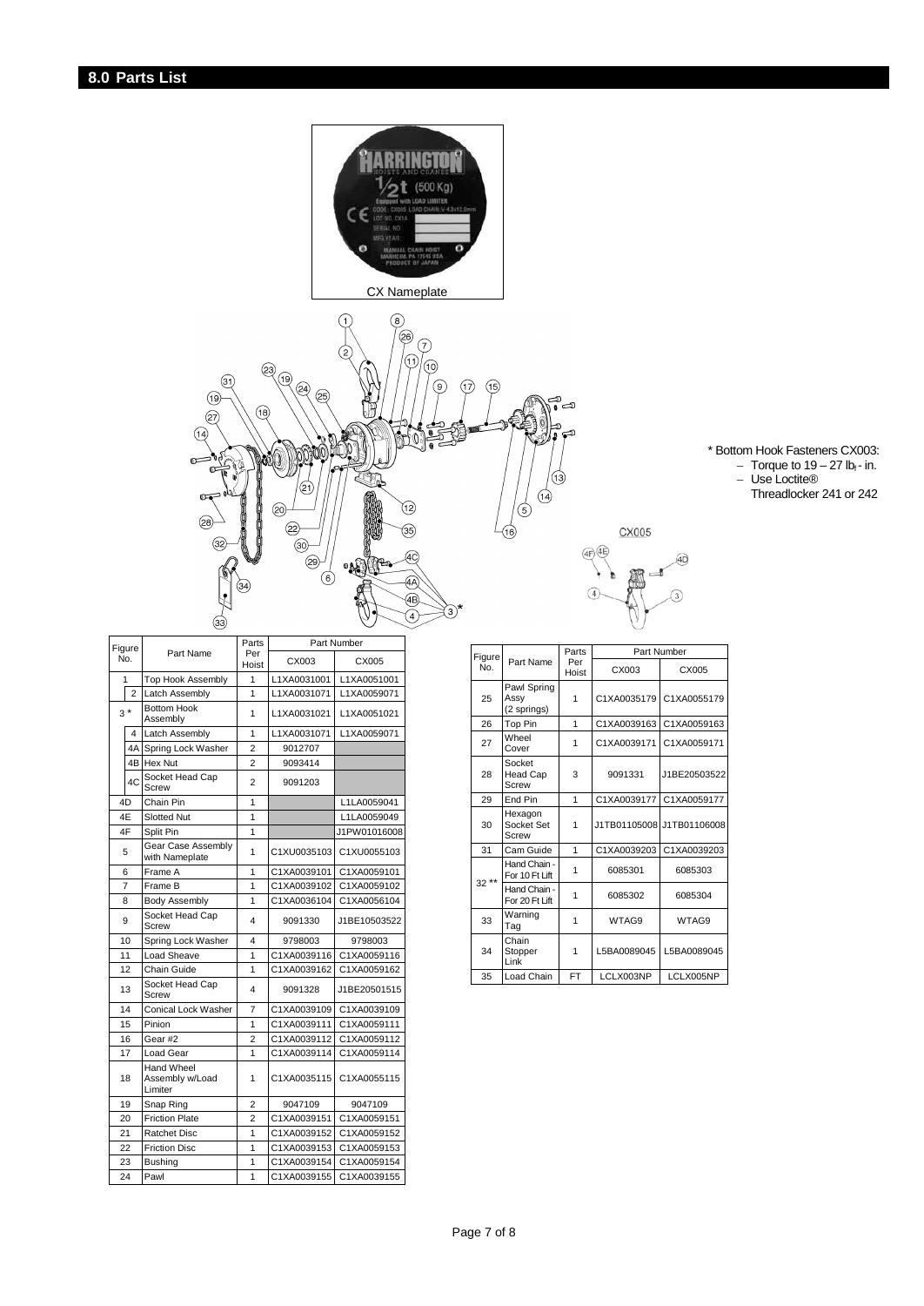## 8.0 Parts List

CX Nameplate

CX005

\* Bottom Hook Fasteners CX003:
- Torque to 19 – 27 $lb_f$ - in.
- Use Loctite® Threadlocker 241 or 242

| Figure No. | | Part Name | Parts Per Hoist | Part Number | |
|---|---|---|---|---|---|
| | | | | CX003 | CX005 |
| 1 | | Top Hook Assembly | 1 | L1XA0031001 | L1XA0051001 |
| | 2 | Latch Assembly | 1 | L1XA0031071 | L1XA0059071 |
| 3 * | | Bottom Hook Assembly | 1 | L1XA0031021 | L1XA0051021 |
| | 4 | Latch Assembly | 1 | L1XA0031071 | L1XA0059071 |
| | 4A | Spring Lock Washer | 2 | 9012707 | |
| | 4B | Hex Nut | 2 | 9093414 | |
| | 4C | Socket Head Cap Screw | 2 | 9091203 | |
| 4D | | Chain Pin | 1 | | L1LA0059041 |
| 4E | | Slotted Nut | 1 | | L1LA0059049 |
| 4F | | Split Pin | 1 | | J1PW01016008 |
| 5 | | Gear Case Assembly with Nameplate | 1 | C1XU0035103 | C1XU0055103 |
| 6 | | Frame A | 1 | C1XA0039101 | C1XA0059101 |
| 7 | | Frame B | 1 | C1XA0039102 | C1XA0059102 |
| 8 | | Body Assembly | 1 | C1XA0036104 | C1XA0056104 |
| 9 | | Socket Head Cap Screw | 4 | 9091330 | J1BE10503522 |
| 10 | | Spring Lock Washer | 4 | 9798003 | 9798003 |
| 11 | | Load Sheave | 1 | C1XA0039116 | C1XA0059116 |
| 12 | | Chain Guide | 1 | C1XA0039162 | C1XA0059162 |
| 13 | | Socket Head Cap Screw | 4 | 9091328 | J1BE20501515 |
| 14 | | Conical Lock Washer | 7 | C1XA0039109 | C1XA0039109 |
| 15 | | Pinion | 1 | C1XA0039111 | C1XA0059111 |
| 16 | | Gear #2 | 2 | C1XA0039112 | C1XA0059112 |
| 17 | | Load Gear | 1 | C1XA0039114 | C1XA0059114 |
| 18 | | Hand Wheel Assembly w/Load Limiter | 1 | C1XA0035115 | C1XA0055115 |
| 19 | | Snap Ring | 2 | 9047109 | 9047109 |
| 20 | | Friction Plate | 2 | C1XA0039151 | C1XA0059151 |
| 21 | | Ratchet Disc | 1 | C1XA0039152 | C1XA0059152 |
| 22 | | Friction Disc | 1 | C1XA0039153 | C1XA0059153 |
| 23 | | Bushing | 1 | C1XA0039154 | C1XA0059154 |
| 24 | | Pawl | 1 | C1XA0039155 | C1XA0039155 |

| Figure No. | Part Name | Parts Per Hoist | Part Number | |
|---|---|---|---|---|
| | | | CX003 | CX005 |
| 25 | Pawl Spring Assy (2 springs) | 1 | C1XA0035179 | C1XA0055179 |
| 26 | Top Pin | 1 | C1XA0039163 | C1XA0059163 |
| 27 | Wheel Cover | 1 | C1XA0039171 | C1XA0059171 |
| 28 | Socket Head Cap Screw | 3 | 9091331 | J1BE20503522 |
| 29 | End Pin | 1 | C1XA0039177 | C1XA0059177 |
| 30 | Hexagon Socket Set Screw | 1 | J1TB01105008 | J1TB01106008 |
| 31 | Cam Guide | 1 | C1XA0039203 | C1XA0039203 |
| 32 ** | Hand Chain - For 10 Ft Lift | 1 | 6085301 | 6085303 |
| | Hand Chain - For 20 Ft Lift | 1 | 6085302 | 6085304 |
| 33 | Warning Tag | 1 | WTAG9 | WTAG9 |
| 34 | Chain Stopper Link | 1 | L5BA0089045 | L5BA0089045 |
| 35 | Load Chain | FT | LCLX003NP | LCLX005NP |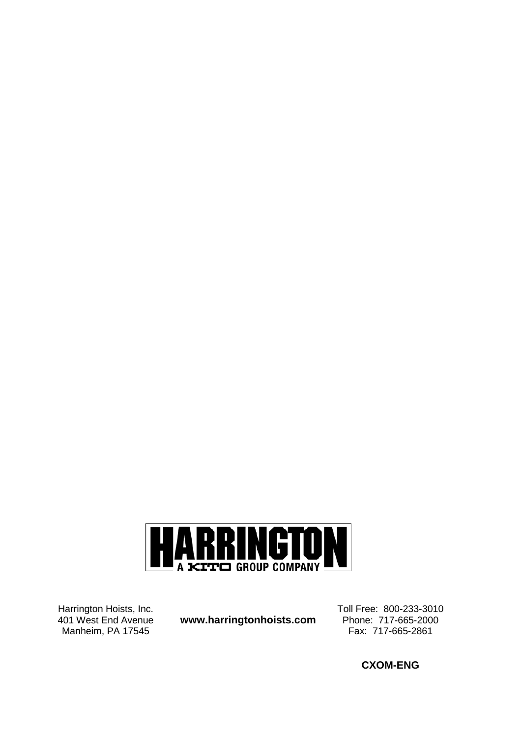**HARRINGTON**

A KITO GROUP COMPANY

Harrington Hoists, Inc.
401 West End Avenue
Manheim, PA 17545

**www.harringtonhoists.com**

Toll Free: 800-233-3010
Phone: 717-665-2000
Fax: 717-665-2861

**CXOM-ENG**